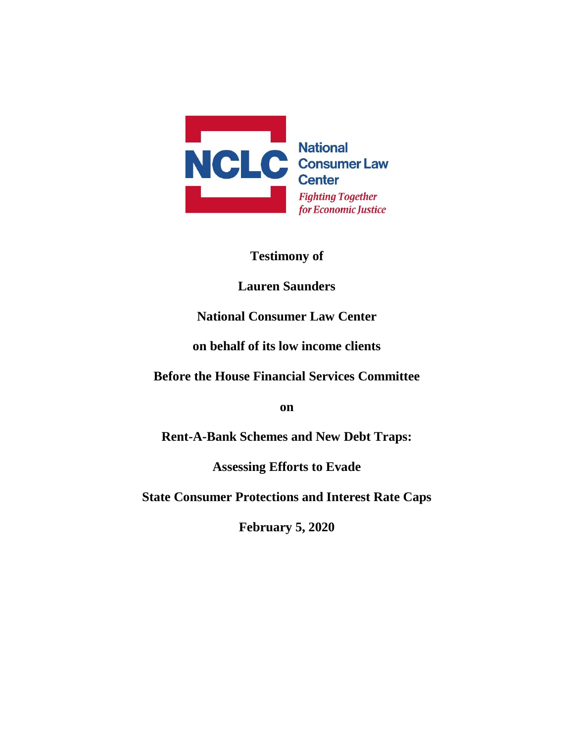NCLC National Consumer Law Center

*Fighting Together for Economic Justice*

**Testimony of**

**Lauren Saunders**

**National Consumer Law Center**

**on behalf of its low income clients**

**Before the House Financial Services Committee**

**on**

**Rent-A-Bank Schemes and New Debt Traps:**

**Assessing Efforts to Evade**

**State Consumer Protections and Interest Rate Caps**

**February 5, 2020**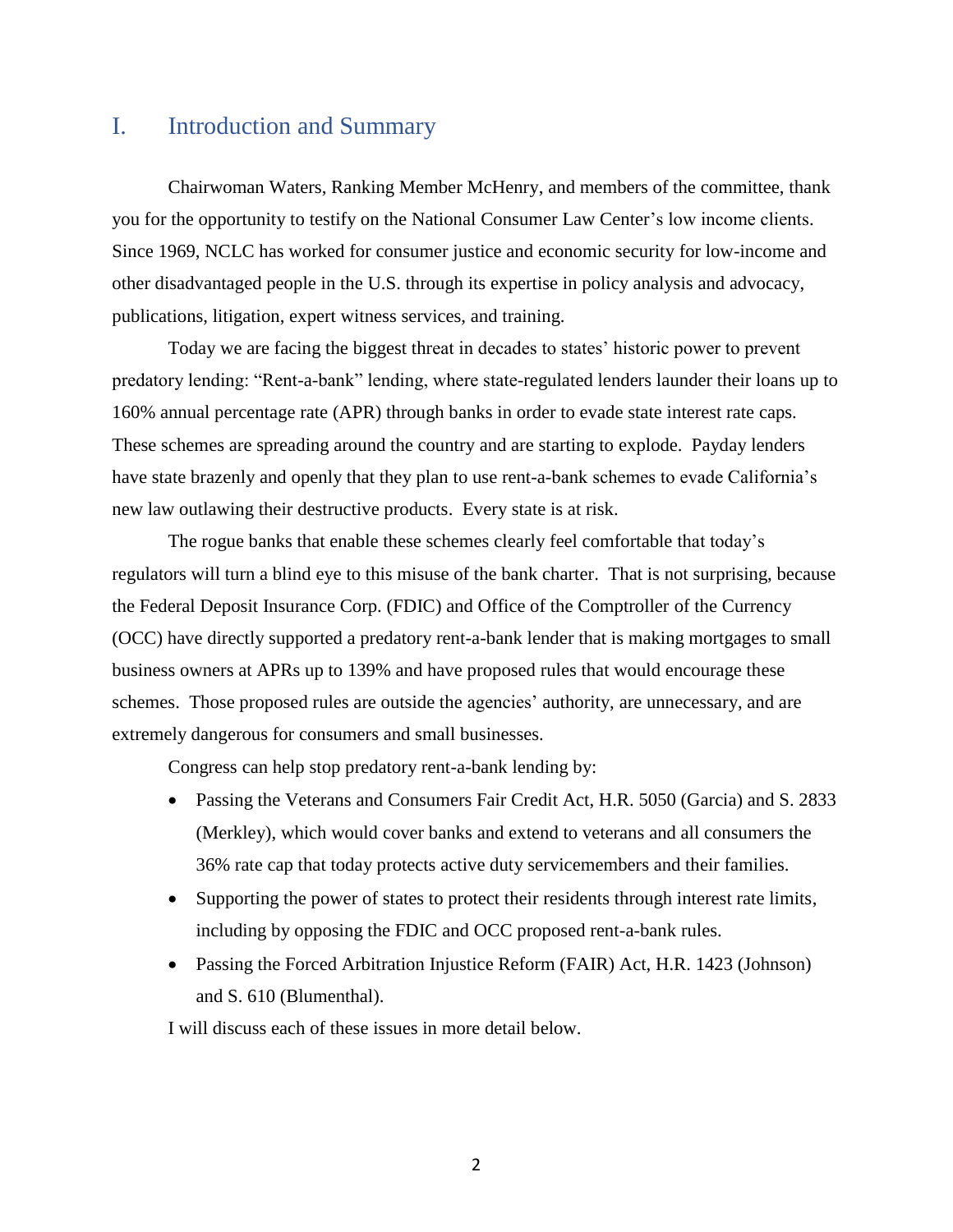# I. Introduction and Summary

Chairwoman Waters, Ranking Member McHenry, and members of the committee, thank you for the opportunity to testify on the National Consumer Law Center's low income clients. Since 1969, NCLC has worked for consumer justice and economic security for low-income and other disadvantaged people in the U.S. through its expertise in policy analysis and advocacy, publications, litigation, expert witness services, and training.

Today we are facing the biggest threat in decades to states' historic power to prevent predatory lending: "Rent-a-bank" lending, where state-regulated lenders launder their loans up to 160% annual percentage rate (APR) through banks in order to evade state interest rate caps. These schemes are spreading around the country and are starting to explode. Payday lenders have state brazenly and openly that they plan to use rent-a-bank schemes to evade California's new law outlawing their destructive products. Every state is at risk.

The rogue banks that enable these schemes clearly feel comfortable that today's regulators will turn a blind eye to this misuse of the bank charter. That is not surprising, because the Federal Deposit Insurance Corp. (FDIC) and Office of the Comptroller of the Currency (OCC) have directly supported a predatory rent-a-bank lender that is making mortgages to small business owners at APRs up to 139% and have proposed rules that would encourage these schemes. Those proposed rules are outside the agencies' authority, are unnecessary, and are extremely dangerous for consumers and small businesses.

Congress can help stop predatory rent-a-bank lending by:

- Passing the Veterans and Consumers Fair Credit Act, H.R. 5050 (Garcia) and S. 2833 (Merkley), which would cover banks and extend to veterans and all consumers the 36% rate cap that today protects active duty servicemembers and their families.
- Supporting the power of states to protect their residents through interest rate limits, including by opposing the FDIC and OCC proposed rent-a-bank rules.
- Passing the Forced Arbitration Injustice Reform (FAIR) Act, H.R. 1423 (Johnson) and S. 610 (Blumenthal).

I will discuss each of these issues in more detail below.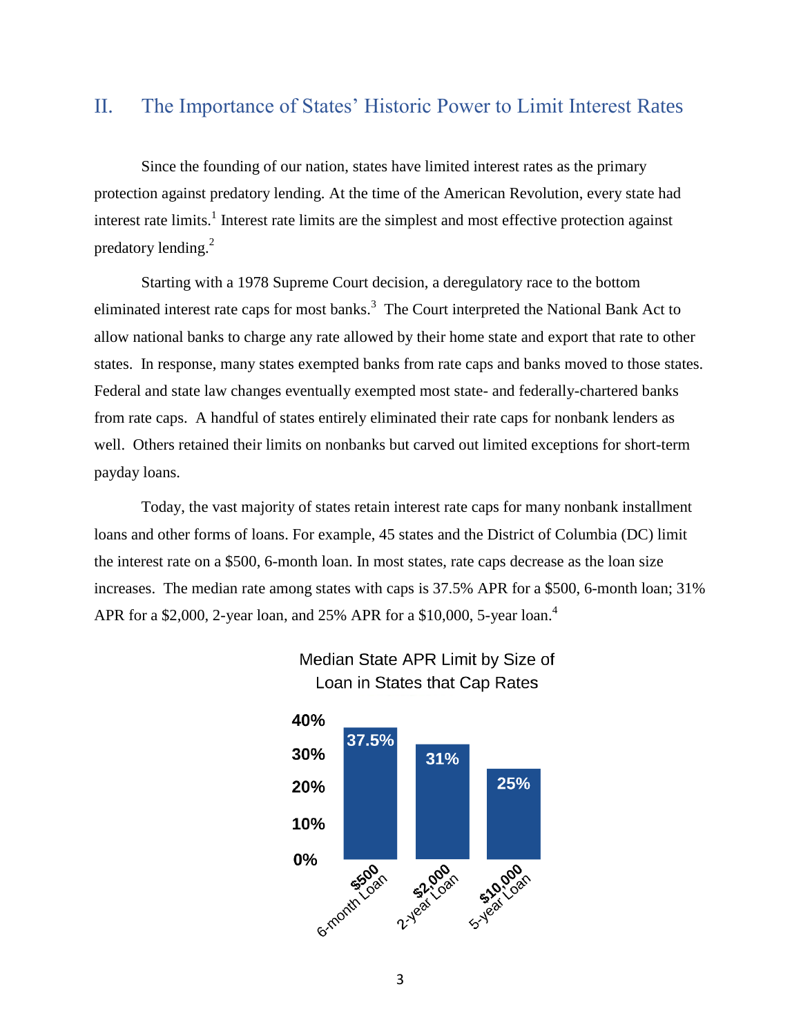## II. The Importance of States' Historic Power to Limit Interest Rates

Since the founding of our nation, states have limited interest rates as the primary protection against predatory lending. At the time of the American Revolution, every state had interest rate limits.[1] Interest rate limits are the simplest and most effective protection against predatory lending.[2]

Starting with a 1978 Supreme Court decision, a deregulatory race to the bottom eliminated interest rate caps for most banks.[3] The Court interpreted the National Bank Act to allow national banks to charge any rate allowed by their home state and export that rate to other states. In response, many states exempted banks from rate caps and banks moved to those states. Federal and state law changes eventually exempted most state- and federally-chartered banks from rate caps. A handful of states entirely eliminated their rate caps for nonbank lenders as well. Others retained their limits on nonbanks but carved out limited exceptions for short-term payday loans.

Today, the vast majority of states retain interest rate caps for many nonbank installment loans and other forms of loans. For example, 45 states and the District of Columbia (DC) limit the interest rate on a $500, 6-month loan. In most states, rate caps decrease as the loan size increases. The median rate among states with caps is 37.5% APR for a $500, 6-month loan; 31% APR for a $2,000, 2-year loan, and 25% APR for a $10,000, 5-year loan.[4]

**Median State APR Limit by Size of Loan in States that Cap Rates**

| Loan | Median APR Limit |
| --- | --- |
| $500 6-month Loan | 37.5% |
| $2,000 2-year Loan | 31% |
| $10,000 5-year Loan | 25% |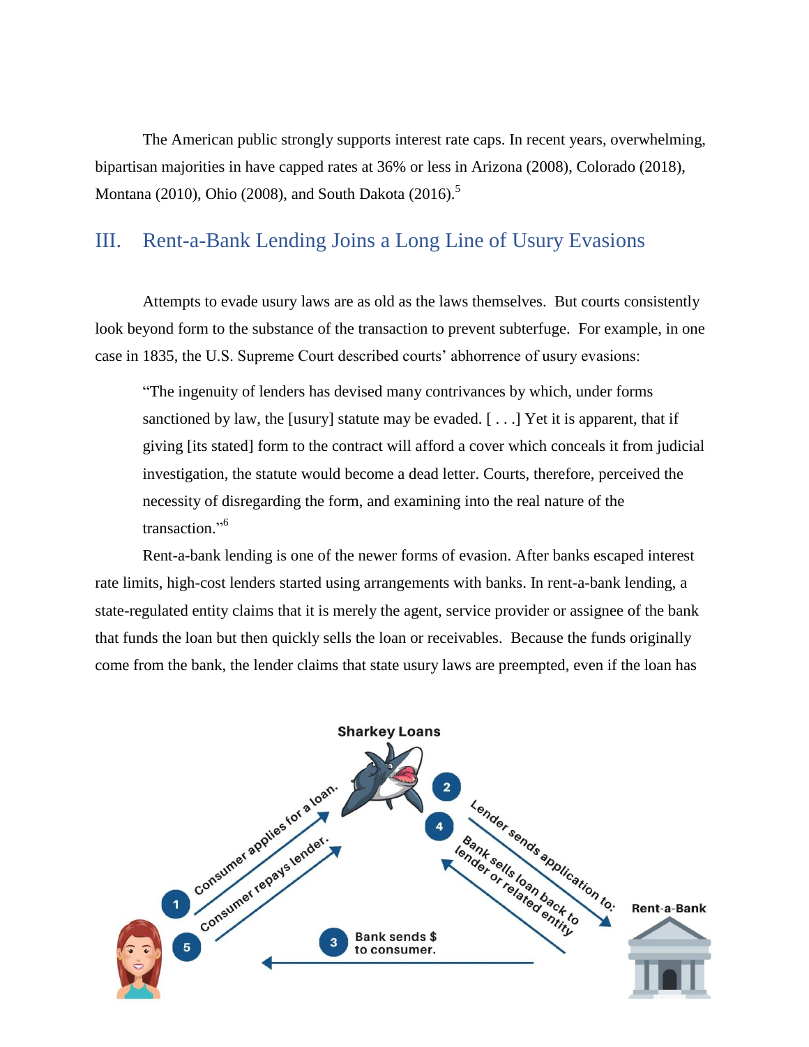The American public strongly supports interest rate caps. In recent years, overwhelming, bipartisan majorities in have capped rates at 36% or less in Arizona (2008), Colorado (2018), Montana (2010), Ohio (2008), and South Dakota (2016).[5]

## III. Rent-a-Bank Lending Joins a Long Line of Usury Evasions

Attempts to evade usury laws are as old as the laws themselves. But courts consistently look beyond form to the substance of the transaction to prevent subterfuge. For example, in one case in 1835, the U.S. Supreme Court described courts' abhorrence of usury evasions:

> "The ingenuity of lenders has devised many contrivances by which, under forms sanctioned by law, the [usury] statute may be evaded. [ . . .] Yet it is apparent, that if giving [its stated] form to the contract will afford a cover which conceals it from judicial investigation, the statute would become a dead letter. Courts, therefore, perceived the necessity of disregarding the form, and examining into the real nature of the transaction."[6]

Rent-a-bank lending is one of the newer forms of evasion. After banks escaped interest rate limits, high-cost lenders started using arrangements with banks. In rent-a-bank lending, a state-regulated entity claims that it is merely the agent, service provider or assignee of the bank that funds the loan but then quickly sells the loan or receivables. Because the funds originally come from the bank, the lender claims that state usury laws are preempted, even if the loan has

Sharkey Loans

1. Consumer applies for a loan.
2. Lender sends application to: Rent-a-Bank
3. Bank sends $ to consumer.
4. Bank sells loan back to lender or related entity
5. Consumer repays lender.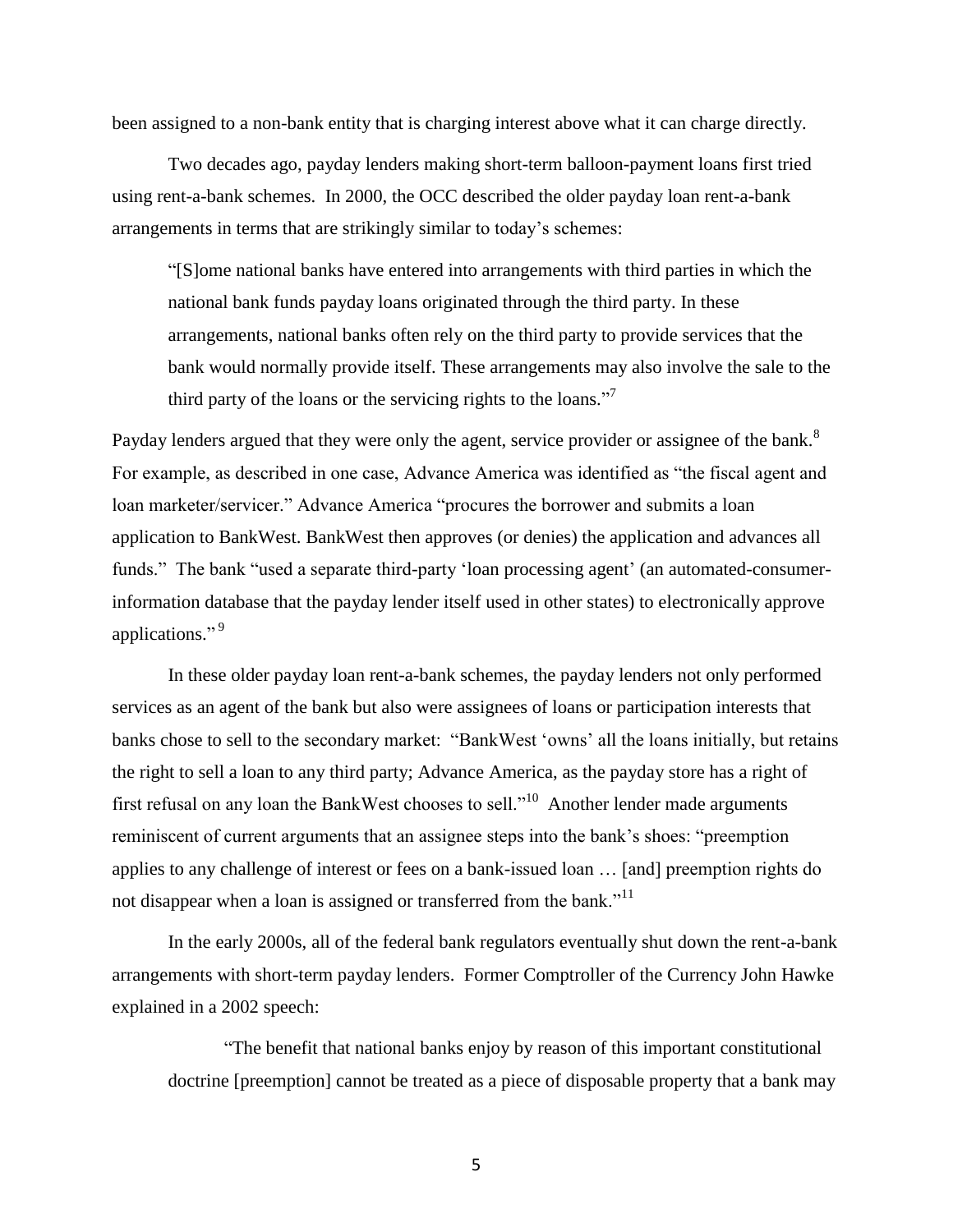been assigned to a non-bank entity that is charging interest above what it can charge directly.

Two decades ago, payday lenders making short-term balloon-payment loans first tried using rent-a-bank schemes. In 2000, the OCC described the older payday loan rent-a-bank arrangements in terms that are strikingly similar to today's schemes:

> "[S]ome national banks have entered into arrangements with third parties in which the national bank funds payday loans originated through the third party. In these arrangements, national banks often rely on the third party to provide services that the bank would normally provide itself. These arrangements may also involve the sale to the third party of the loans or the servicing rights to the loans."[7]

Payday lenders argued that they were only the agent, service provider or assignee of the bank.[8] For example, as described in one case, Advance America was identified as "the fiscal agent and loan marketer/servicer." Advance America "procures the borrower and submits a loan application to BankWest. BankWest then approves (or denies) the application and advances all funds." The bank "used a separate third-party 'loan processing agent' (an automated-consumer-information database that the payday lender itself used in other states) to electronically approve applications."[9]

In these older payday loan rent-a-bank schemes, the payday lenders not only performed services as an agent of the bank but also were assignees of loans or participation interests that banks chose to sell to the secondary market: "BankWest 'owns' all the loans initially, but retains the right to sell a loan to any third party; Advance America, as the payday store has a right of first refusal on any loan the BankWest chooses to sell."[10] Another lender made arguments reminiscent of current arguments that an assignee steps into the bank's shoes: "preemption applies to any challenge of interest or fees on a bank-issued loan … [and] preemption rights do not disappear when a loan is assigned or transferred from the bank."[11]

In the early 2000s, all of the federal bank regulators eventually shut down the rent-a-bank arrangements with short-term payday lenders. Former Comptroller of the Currency John Hawke explained in a 2002 speech:

> "The benefit that national banks enjoy by reason of this important constitutional doctrine [preemption] cannot be treated as a piece of disposable property that a bank may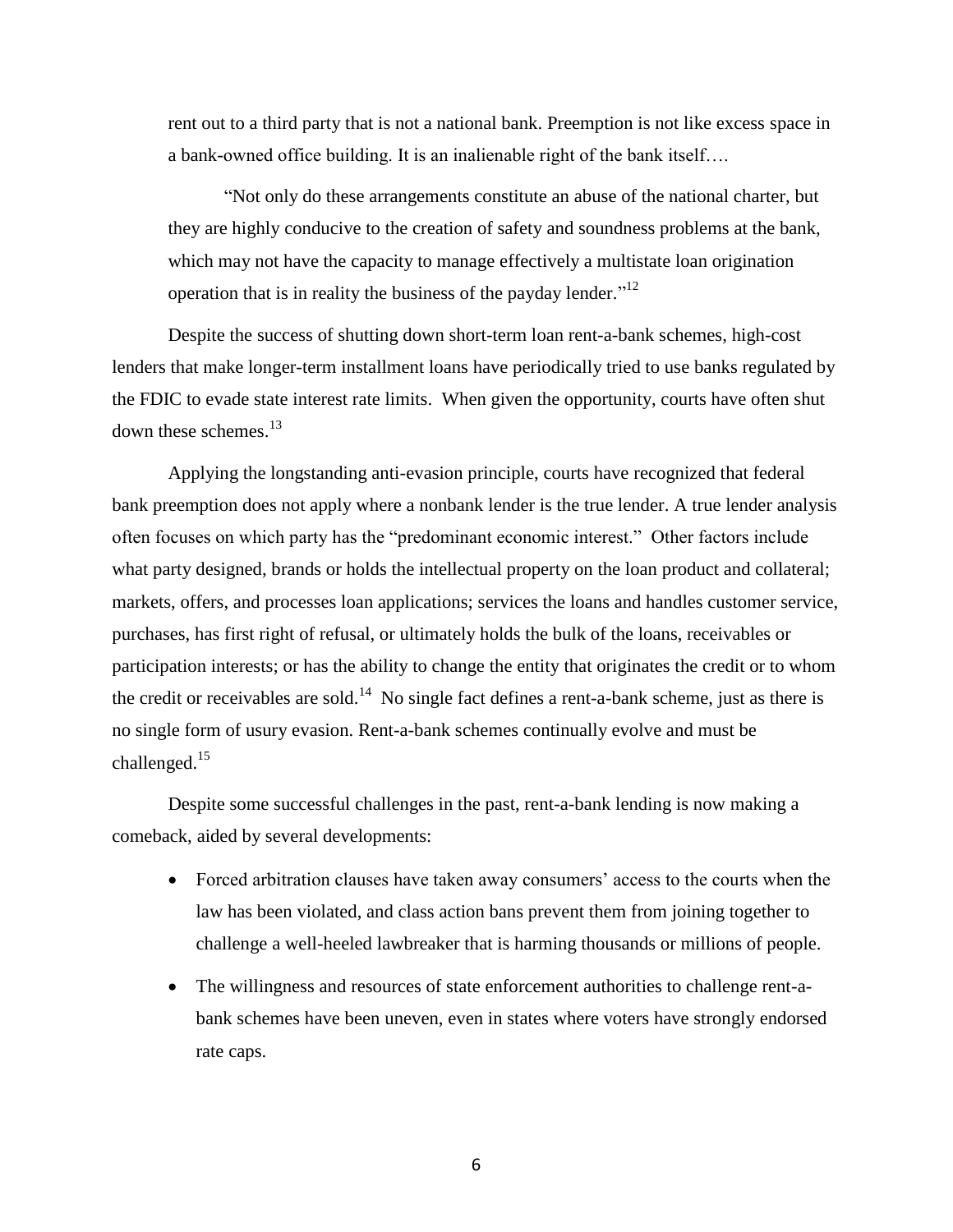rent out to a third party that is not a national bank. Preemption is not like excess space in a bank-owned office building. It is an inalienable right of the bank itself….

"Not only do these arrangements constitute an abuse of the national charter, but they are highly conducive to the creation of safety and soundness problems at the bank, which may not have the capacity to manage effectively a multistate loan origination operation that is in reality the business of the payday lender."[12]

Despite the success of shutting down short-term loan rent-a-bank schemes, high-cost lenders that make longer-term installment loans have periodically tried to use banks regulated by the FDIC to evade state interest rate limits. When given the opportunity, courts have often shut down these schemes.[13]

Applying the longstanding anti-evasion principle, courts have recognized that federal bank preemption does not apply where a nonbank lender is the true lender. A true lender analysis often focuses on which party has the "predominant economic interest." Other factors include what party designed, brands or holds the intellectual property on the loan product and collateral; markets, offers, and processes loan applications; services the loans and handles customer service, purchases, has first right of refusal, or ultimately holds the bulk of the loans, receivables or participation interests; or has the ability to change the entity that originates the credit or to whom the credit or receivables are sold.[14] No single fact defines a rent-a-bank scheme, just as there is no single form of usury evasion. Rent-a-bank schemes continually evolve and must be challenged.[15]

Despite some successful challenges in the past, rent-a-bank lending is now making a comeback, aided by several developments:

- Forced arbitration clauses have taken away consumers' access to the courts when the law has been violated, and class action bans prevent them from joining together to challenge a well-heeled lawbreaker that is harming thousands or millions of people.
- The willingness and resources of state enforcement authorities to challenge rent-a-bank schemes have been uneven, even in states where voters have strongly endorsed rate caps.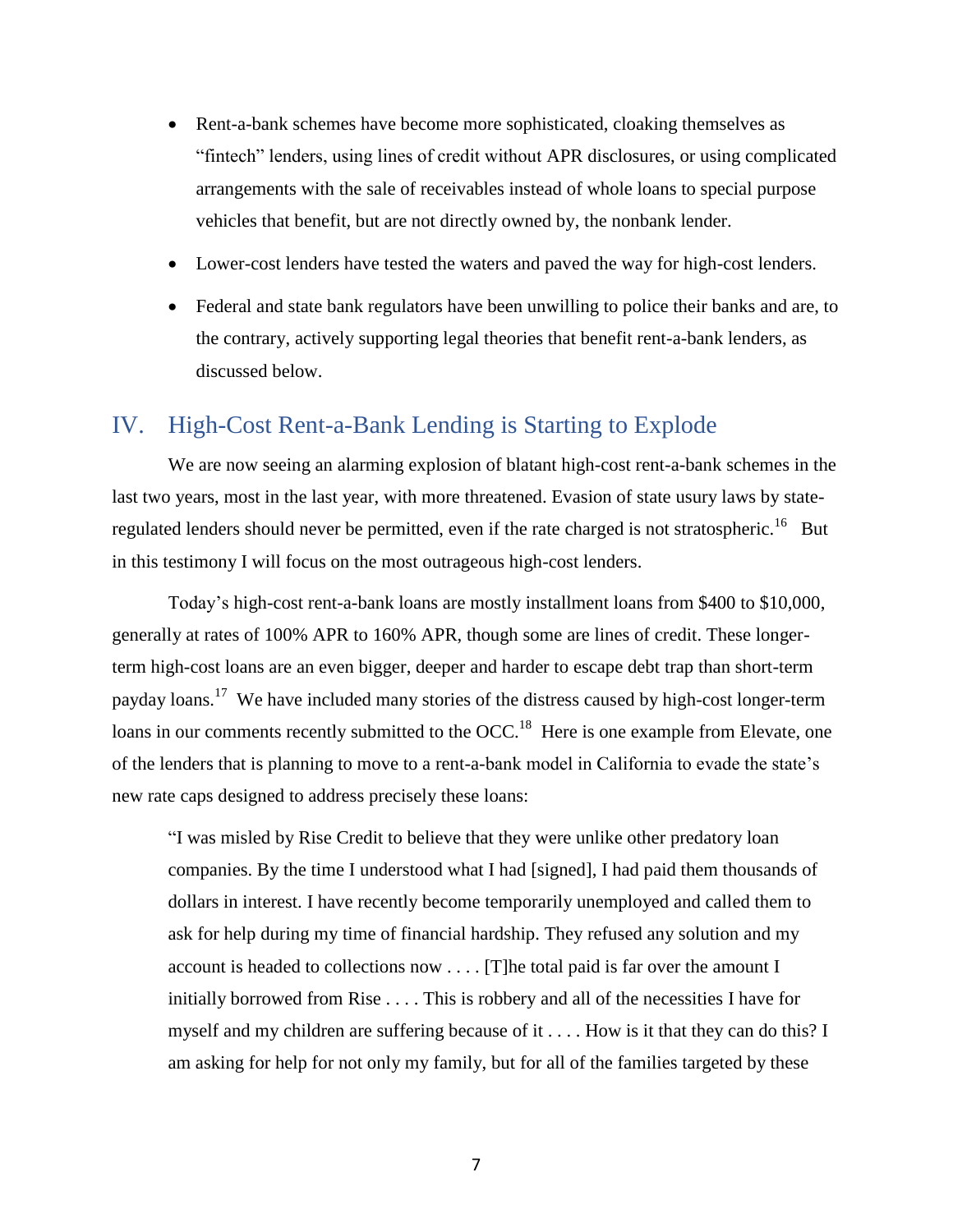- Rent-a-bank schemes have become more sophisticated, cloaking themselves as "fintech" lenders, using lines of credit without APR disclosures, or using complicated arrangements with the sale of receivables instead of whole loans to special purpose vehicles that benefit, but are not directly owned by, the nonbank lender.
- Lower-cost lenders have tested the waters and paved the way for high-cost lenders.
- Federal and state bank regulators have been unwilling to police their banks and are, to the contrary, actively supporting legal theories that benefit rent-a-bank lenders, as discussed below.

## IV. High-Cost Rent-a-Bank Lending is Starting to Explode

We are now seeing an alarming explosion of blatant high-cost rent-a-bank schemes in the last two years, most in the last year, with more threatened. Evasion of state usury laws by state-regulated lenders should never be permitted, even if the rate charged is not stratospheric.[16] But in this testimony I will focus on the most outrageous high-cost lenders.

Today's high-cost rent-a-bank loans are mostly installment loans from $400 to $10,000, generally at rates of 100% APR to 160% APR, though some are lines of credit. These longer-term high-cost loans are an even bigger, deeper and harder to escape debt trap than short-term payday loans.[17] We have included many stories of the distress caused by high-cost longer-term loans in our comments recently submitted to the OCC.[18] Here is one example from Elevate, one of the lenders that is planning to move to a rent-a-bank model in California to evade the state's new rate caps designed to address precisely these loans:

> "I was misled by Rise Credit to believe that they were unlike other predatory loan companies. By the time I understood what I had [signed], I had paid them thousands of dollars in interest. I have recently become temporarily unemployed and called them to ask for help during my time of financial hardship. They refused any solution and my account is headed to collections now . . . . [T]he total paid is far over the amount I initially borrowed from Rise . . . . This is robbery and all of the necessities I have for myself and my children are suffering because of it . . . . How is it that they can do this? I am asking for help for not only my family, but for all of the families targeted by these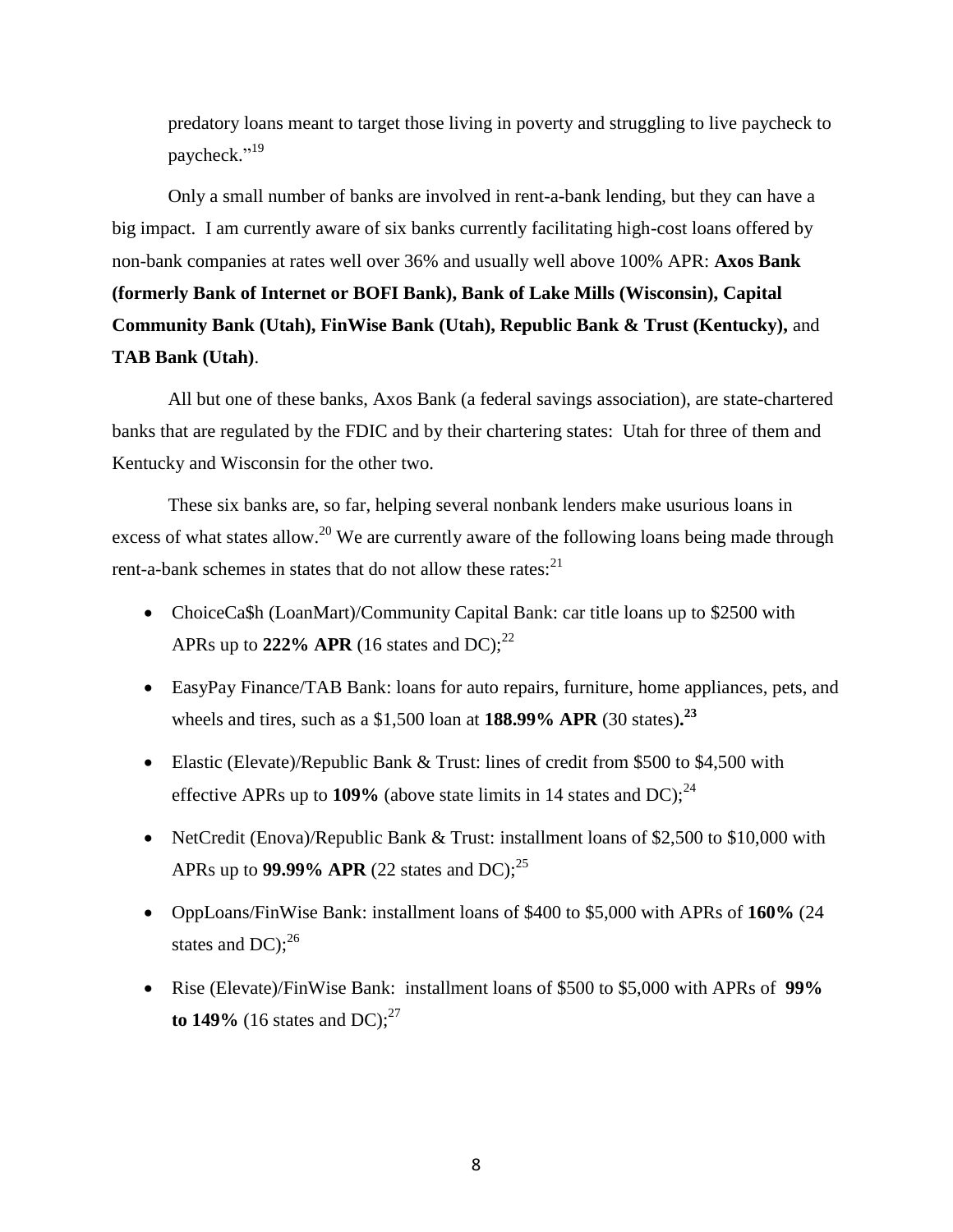predatory loans meant to target those living in poverty and struggling to live paycheck to paycheck."[19]

Only a small number of banks are involved in rent-a-bank lending, but they can have a big impact. I am currently aware of six banks currently facilitating high-cost loans offered by non-bank companies at rates well over 36% and usually well above 100% APR: **Axos Bank (formerly Bank of Internet or BOFI Bank), Bank of Lake Mills (Wisconsin), Capital Community Bank (Utah), FinWise Bank (Utah), Republic Bank & Trust (Kentucky),** and **TAB Bank (Utah)**.

All but one of these banks, Axos Bank (a federal savings association), are state-chartered banks that are regulated by the FDIC and by their chartering states: Utah for three of them and Kentucky and Wisconsin for the other two.

These six banks are, so far, helping several nonbank lenders make usurious loans in excess of what states allow.[20] We are currently aware of the following loans being made through rent-a-bank schemes in states that do not allow these rates:[21]

- ChoiceCa$h (LoanMart)/Community Capital Bank: car title loans up to $2500 with APRs up to **222% APR** (16 states and DC);[22]
- EasyPay Finance/TAB Bank: loans for auto repairs, furniture, home appliances, pets, and wheels and tires, such as a $1,500 loan at **188.99% APR** (30 states)**.**[23]
- Elastic (Elevate)/Republic Bank & Trust: lines of credit from $500 to $4,500 with effective APRs up to **109%** (above state limits in 14 states and DC);[24]
- NetCredit (Enova)/Republic Bank & Trust: installment loans of $2,500 to $10,000 with APRs up to **99.99% APR** (22 states and DC);[25]
- OppLoans/FinWise Bank: installment loans of $400 to $5,000 with APRs of **160%** (24 states and DC);[26]
- Rise (Elevate)/FinWise Bank: installment loans of $500 to $5,000 with APRs of **99% to 149%** (16 states and DC);[27]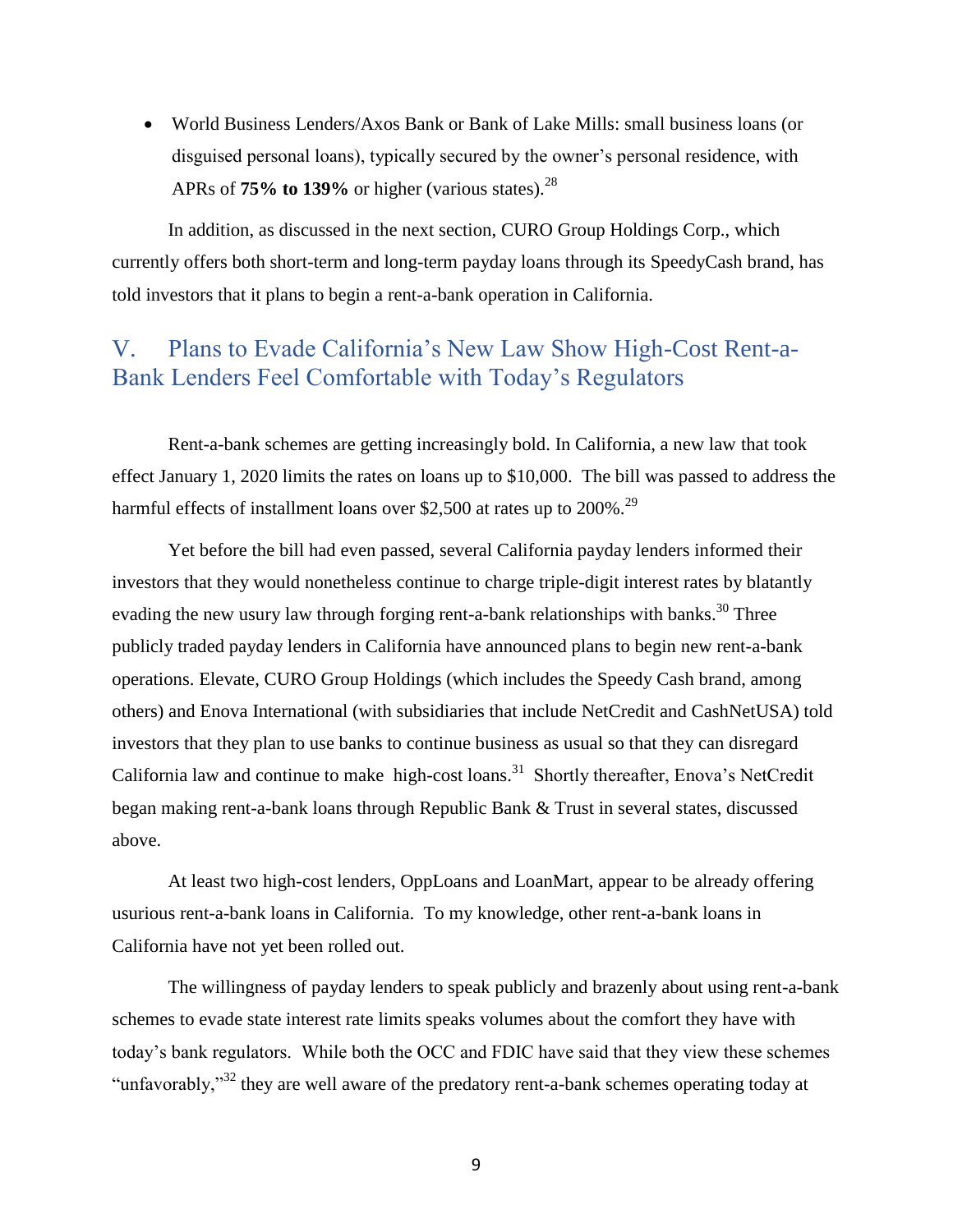- World Business Lenders/Axos Bank or Bank of Lake Mills: small business loans (or disguised personal loans), typically secured by the owner's personal residence, with APRs of **75% to 139%** or higher (various states).[28]

In addition, as discussed in the next section, CURO Group Holdings Corp., which currently offers both short-term and long-term payday loans through its SpeedyCash brand, has told investors that it plans to begin a rent-a-bank operation in California.

## V. Plans to Evade California's New Law Show High-Cost Rent-a-Bank Lenders Feel Comfortable with Today's Regulators

Rent-a-bank schemes are getting increasingly bold. In California, a new law that took effect January 1, 2020 limits the rates on loans up to $10,000. The bill was passed to address the harmful effects of installment loans over $2,500 at rates up to 200%.[29]

Yet before the bill had even passed, several California payday lenders informed their investors that they would nonetheless continue to charge triple-digit interest rates by blatantly evading the new usury law through forging rent-a-bank relationships with banks.[30] Three publicly traded payday lenders in California have announced plans to begin new rent-a-bank operations. Elevate, CURO Group Holdings (which includes the Speedy Cash brand, among others) and Enova International (with subsidiaries that include NetCredit and CashNetUSA) told investors that they plan to use banks to continue business as usual so that they can disregard California law and continue to make high-cost loans.[31] Shortly thereafter, Enova's NetCredit began making rent-a-bank loans through Republic Bank & Trust in several states, discussed above.

At least two high-cost lenders, OppLoans and LoanMart, appear to be already offering usurious rent-a-bank loans in California. To my knowledge, other rent-a-bank loans in California have not yet been rolled out.

The willingness of payday lenders to speak publicly and brazenly about using rent-a-bank schemes to evade state interest rate limits speaks volumes about the comfort they have with today's bank regulators. While both the OCC and FDIC have said that they view these schemes "unfavorably,"[32] they are well aware of the predatory rent-a-bank schemes operating today at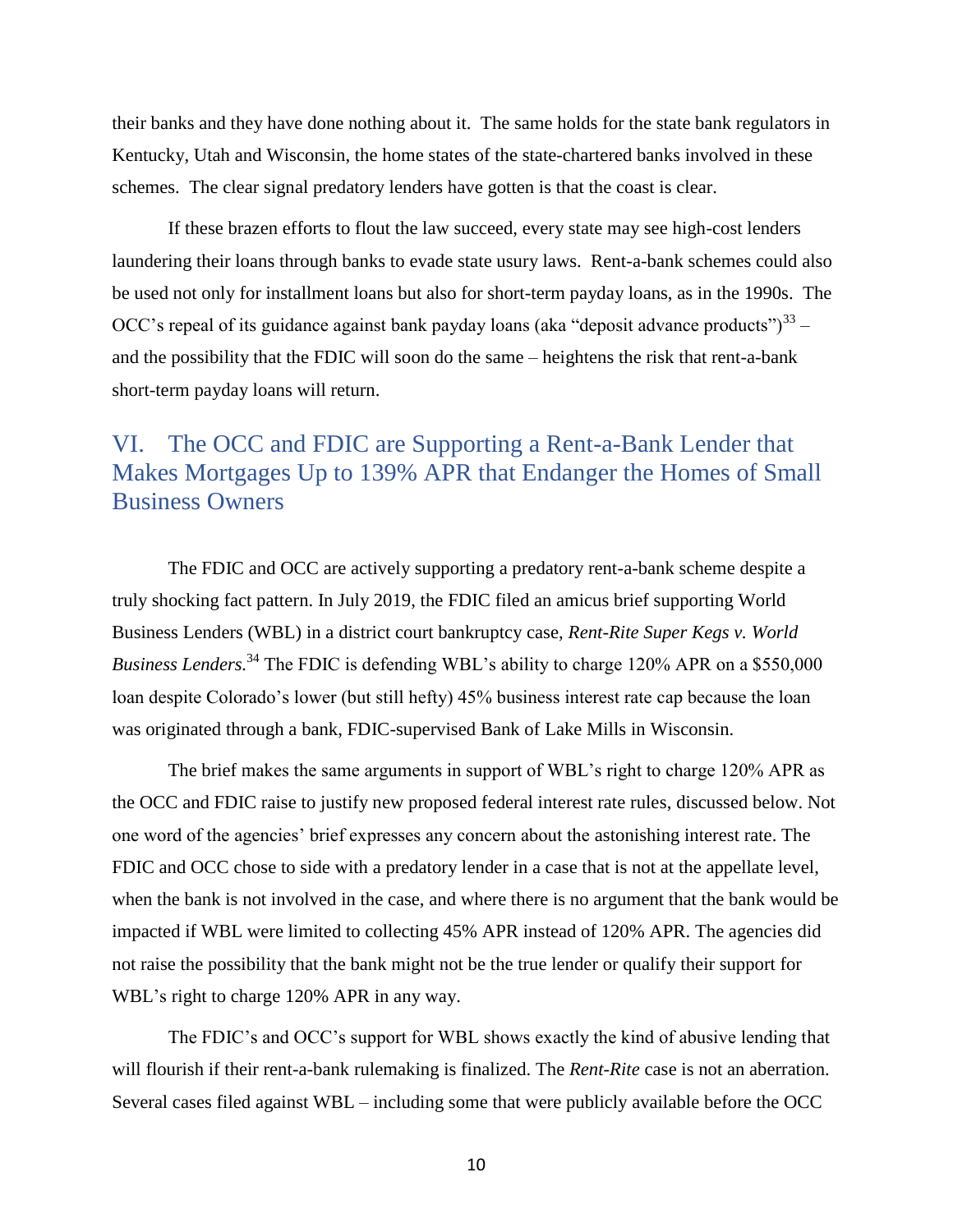their banks and they have done nothing about it. The same holds for the state bank regulators in Kentucky, Utah and Wisconsin, the home states of the state-chartered banks involved in these schemes. The clear signal predatory lenders have gotten is that the coast is clear.

If these brazen efforts to flout the law succeed, every state may see high-cost lenders laundering their loans through banks to evade state usury laws. Rent-a-bank schemes could also be used not only for installment loans but also for short-term payday loans, as in the 1990s. The OCC's repeal of its guidance against bank payday loans (aka "deposit advance products")[33] – and the possibility that the FDIC will soon do the same – heightens the risk that rent-a-bank short-term payday loans will return.

## VI. The OCC and FDIC are Supporting a Rent-a-Bank Lender that Makes Mortgages Up to 139% APR that Endanger the Homes of Small Business Owners

The FDIC and OCC are actively supporting a predatory rent-a-bank scheme despite a truly shocking fact pattern. In July 2019, the FDIC filed an amicus brief supporting World Business Lenders (WBL) in a district court bankruptcy case, *Rent-Rite Super Kegs v. World Business Lenders*.[34] The FDIC is defending WBL's ability to charge 120% APR on a $550,000 loan despite Colorado's lower (but still hefty) 45% business interest rate cap because the loan was originated through a bank, FDIC-supervised Bank of Lake Mills in Wisconsin.

The brief makes the same arguments in support of WBL's right to charge 120% APR as the OCC and FDIC raise to justify new proposed federal interest rate rules, discussed below. Not one word of the agencies' brief expresses any concern about the astonishing interest rate. The FDIC and OCC chose to side with a predatory lender in a case that is not at the appellate level, when the bank is not involved in the case, and where there is no argument that the bank would be impacted if WBL were limited to collecting 45% APR instead of 120% APR. The agencies did not raise the possibility that the bank might not be the true lender or qualify their support for WBL's right to charge 120% APR in any way.

The FDIC's and OCC's support for WBL shows exactly the kind of abusive lending that will flourish if their rent-a-bank rulemaking is finalized. The *Rent-Rite* case is not an aberration. Several cases filed against WBL – including some that were publicly available before the OCC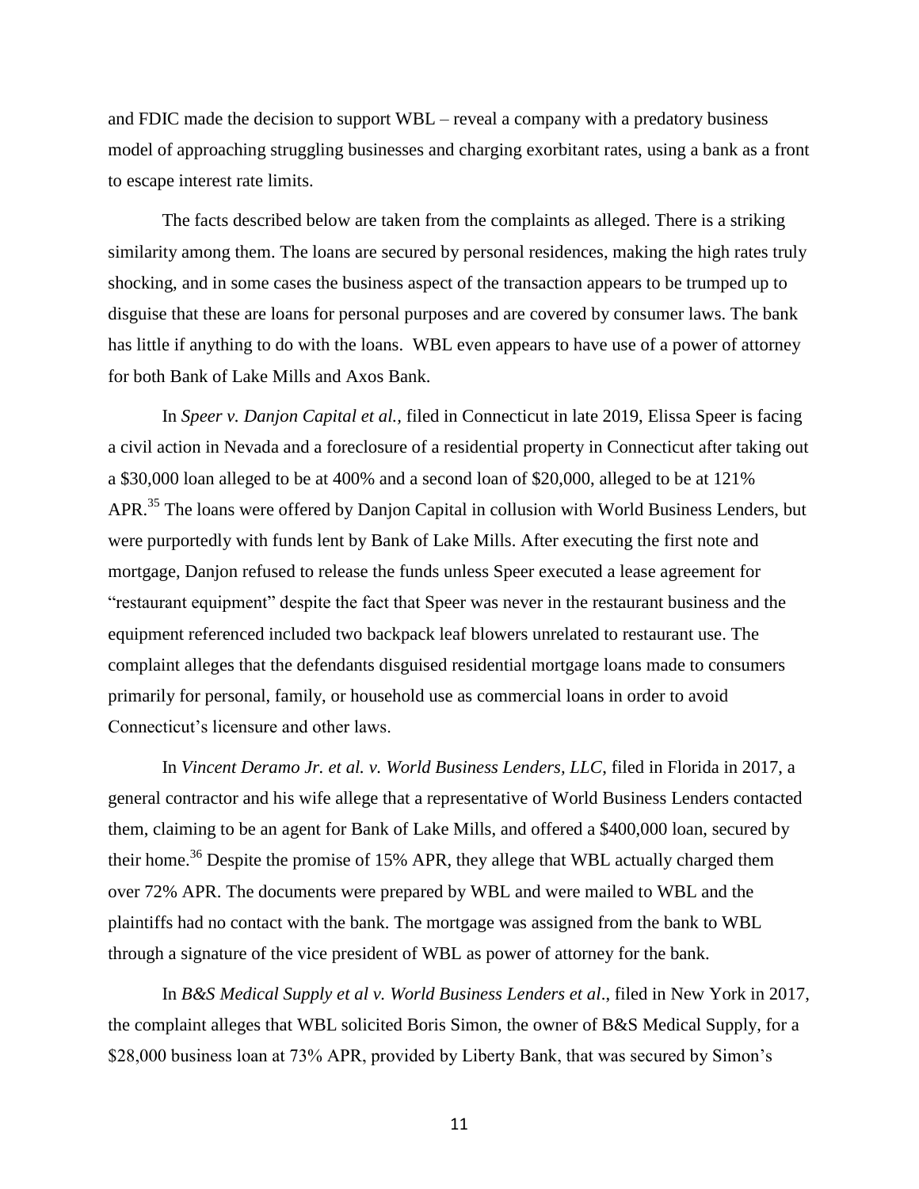and FDIC made the decision to support WBL – reveal a company with a predatory business model of approaching struggling businesses and charging exorbitant rates, using a bank as a front to escape interest rate limits.

The facts described below are taken from the complaints as alleged. There is a striking similarity among them. The loans are secured by personal residences, making the high rates truly shocking, and in some cases the business aspect of the transaction appears to be trumped up to disguise that these are loans for personal purposes and are covered by consumer laws. The bank has little if anything to do with the loans. WBL even appears to have use of a power of attorney for both Bank of Lake Mills and Axos Bank.

In *Speer v. Danjon Capital et al.*, filed in Connecticut in late 2019, Elissa Speer is facing a civil action in Nevada and a foreclosure of a residential property in Connecticut after taking out a $30,000 loan alleged to be at 400% and a second loan of $20,000, alleged to be at 121% APR.[35] The loans were offered by Danjon Capital in collusion with World Business Lenders, but were purportedly with funds lent by Bank of Lake Mills. After executing the first note and mortgage, Danjon refused to release the funds unless Speer executed a lease agreement for "restaurant equipment" despite the fact that Speer was never in the restaurant business and the equipment referenced included two backpack leaf blowers unrelated to restaurant use. The complaint alleges that the defendants disguised residential mortgage loans made to consumers primarily for personal, family, or household use as commercial loans in order to avoid Connecticut's licensure and other laws.

In *Vincent Deramo Jr. et al. v. World Business Lenders, LLC*, filed in Florida in 2017, a general contractor and his wife allege that a representative of World Business Lenders contacted them, claiming to be an agent for Bank of Lake Mills, and offered a $400,000 loan, secured by their home.[36] Despite the promise of 15% APR, they allege that WBL actually charged them over 72% APR. The documents were prepared by WBL and were mailed to WBL and the plaintiffs had no contact with the bank. The mortgage was assigned from the bank to WBL through a signature of the vice president of WBL as power of attorney for the bank.

In *B&S Medical Supply et al v. World Business Lenders et al*., filed in New York in 2017, the complaint alleges that WBL solicited Boris Simon, the owner of B&S Medical Supply, for a $28,000 business loan at 73% APR, provided by Liberty Bank, that was secured by Simon's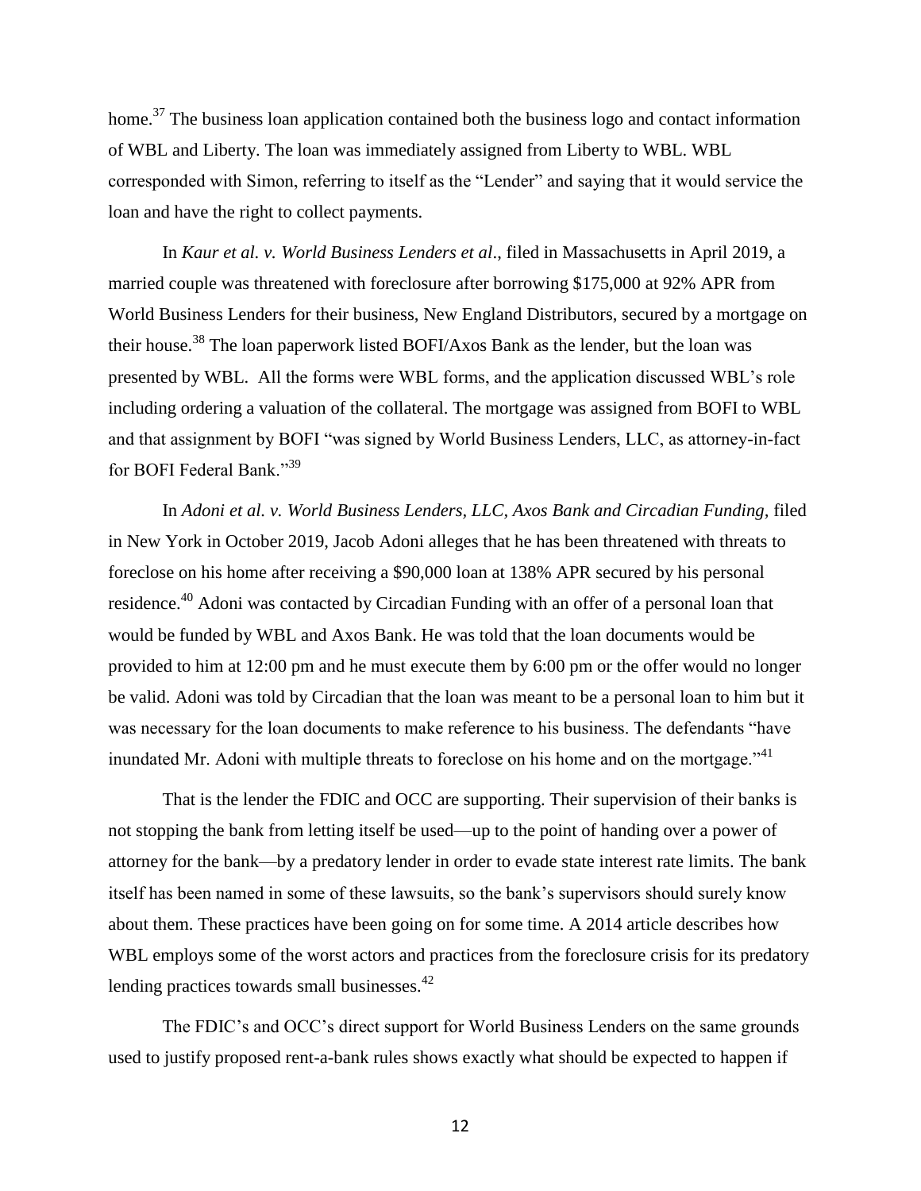home.[37] The business loan application contained both the business logo and contact information of WBL and Liberty. The loan was immediately assigned from Liberty to WBL. WBL corresponded with Simon, referring to itself as the "Lender" and saying that it would service the loan and have the right to collect payments.

In *Kaur et al. v. World Business Lenders et al*., filed in Massachusetts in April 2019, a married couple was threatened with foreclosure after borrowing $175,000 at 92% APR from World Business Lenders for their business, New England Distributors, secured by a mortgage on their house.[38] The loan paperwork listed BOFI/Axos Bank as the lender, but the loan was presented by WBL. All the forms were WBL forms, and the application discussed WBL's role including ordering a valuation of the collateral. The mortgage was assigned from BOFI to WBL and that assignment by BOFI "was signed by World Business Lenders, LLC, as attorney-in-fact for BOFI Federal Bank."[39]

In *Adoni et al. v. World Business Lenders, LLC, Axos Bank and Circadian Funding,* filed in New York in October 2019, Jacob Adoni alleges that he has been threatened with threats to foreclose on his home after receiving a $90,000 loan at 138% APR secured by his personal residence.[40] Adoni was contacted by Circadian Funding with an offer of a personal loan that would be funded by WBL and Axos Bank. He was told that the loan documents would be provided to him at 12:00 pm and he must execute them by 6:00 pm or the offer would no longer be valid. Adoni was told by Circadian that the loan was meant to be a personal loan to him but it was necessary for the loan documents to make reference to his business. The defendants "have inundated Mr. Adoni with multiple threats to foreclose on his home and on the mortgage."[41]

That is the lender the FDIC and OCC are supporting. Their supervision of their banks is not stopping the bank from letting itself be used—up to the point of handing over a power of attorney for the bank—by a predatory lender in order to evade state interest rate limits. The bank itself has been named in some of these lawsuits, so the bank's supervisors should surely know about them. These practices have been going on for some time. A 2014 article describes how WBL employs some of the worst actors and practices from the foreclosure crisis for its predatory lending practices towards small businesses.[42]

The FDIC's and OCC's direct support for World Business Lenders on the same grounds used to justify proposed rent-a-bank rules shows exactly what should be expected to happen if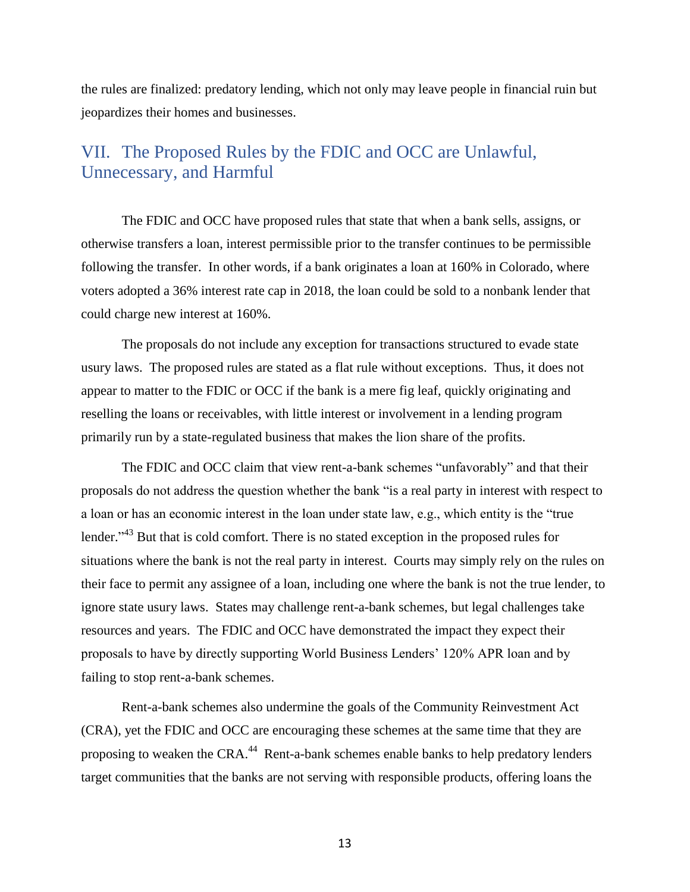the rules are finalized: predatory lending, which not only may leave people in financial ruin but jeopardizes their homes and businesses.

## VII. The Proposed Rules by the FDIC and OCC are Unlawful, Unnecessary, and Harmful

The FDIC and OCC have proposed rules that state that when a bank sells, assigns, or otherwise transfers a loan, interest permissible prior to the transfer continues to be permissible following the transfer. In other words, if a bank originates a loan at 160% in Colorado, where voters adopted a 36% interest rate cap in 2018, the loan could be sold to a nonbank lender that could charge new interest at 160%.

The proposals do not include any exception for transactions structured to evade state usury laws. The proposed rules are stated as a flat rule without exceptions. Thus, it does not appear to matter to the FDIC or OCC if the bank is a mere fig leaf, quickly originating and reselling the loans or receivables, with little interest or involvement in a lending program primarily run by a state-regulated business that makes the lion share of the profits.

The FDIC and OCC claim that view rent-a-bank schemes "unfavorably" and that their proposals do not address the question whether the bank "is a real party in interest with respect to a loan or has an economic interest in the loan under state law, e.g., which entity is the "true lender."[43] But that is cold comfort. There is no stated exception in the proposed rules for situations where the bank is not the real party in interest. Courts may simply rely on the rules on their face to permit any assignee of a loan, including one where the bank is not the true lender, to ignore state usury laws. States may challenge rent-a-bank schemes, but legal challenges take resources and years. The FDIC and OCC have demonstrated the impact they expect their proposals to have by directly supporting World Business Lenders' 120% APR loan and by failing to stop rent-a-bank schemes.

Rent-a-bank schemes also undermine the goals of the Community Reinvestment Act (CRA), yet the FDIC and OCC are encouraging these schemes at the same time that they are proposing to weaken the CRA.[44] Rent-a-bank schemes enable banks to help predatory lenders target communities that the banks are not serving with responsible products, offering loans the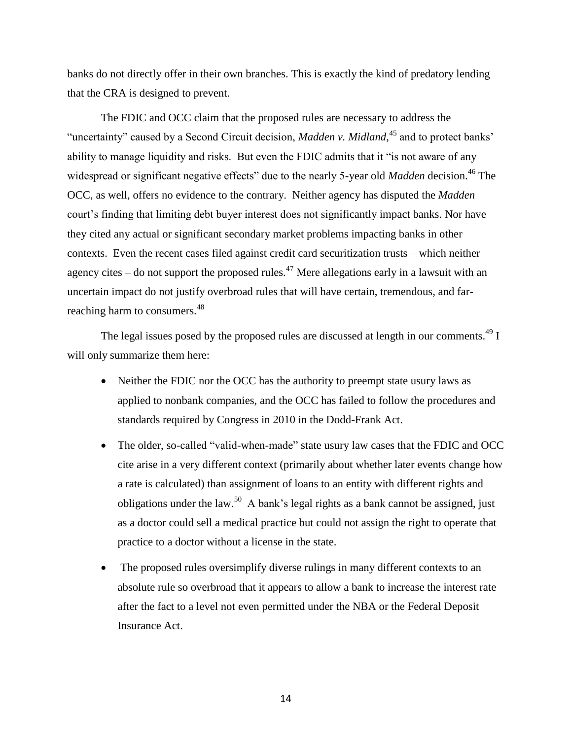banks do not directly offer in their own branches. This is exactly the kind of predatory lending that the CRA is designed to prevent.

The FDIC and OCC claim that the proposed rules are necessary to address the "uncertainty" caused by a Second Circuit decision, *Madden v. Midland*,[45] and to protect banks' ability to manage liquidity and risks. But even the FDIC admits that it "is not aware of any widespread or significant negative effects" due to the nearly 5-year old *Madden* decision.[46] The OCC, as well, offers no evidence to the contrary. Neither agency has disputed the *Madden* court's finding that limiting debt buyer interest does not significantly impact banks. Nor have they cited any actual or significant secondary market problems impacting banks in other contexts. Even the recent cases filed against credit card securitization trusts – which neither agency cites – do not support the proposed rules.[47] Mere allegations early in a lawsuit with an uncertain impact do not justify overbroad rules that will have certain, tremendous, and far-reaching harm to consumers.[48]

The legal issues posed by the proposed rules are discussed at length in our comments.[49] I will only summarize them here:

- Neither the FDIC nor the OCC has the authority to preempt state usury laws as applied to nonbank companies, and the OCC has failed to follow the procedures and standards required by Congress in 2010 in the Dodd-Frank Act.
- The older, so-called "valid-when-made" state usury law cases that the FDIC and OCC cite arise in a very different context (primarily about whether later events change how a rate is calculated) than assignment of loans to an entity with different rights and obligations under the law.[50] A bank's legal rights as a bank cannot be assigned, just as a doctor could sell a medical practice but could not assign the right to operate that practice to a doctor without a license in the state.
- The proposed rules oversimplify diverse rulings in many different contexts to an absolute rule so overbroad that it appears to allow a bank to increase the interest rate after the fact to a level not even permitted under the NBA or the Federal Deposit Insurance Act.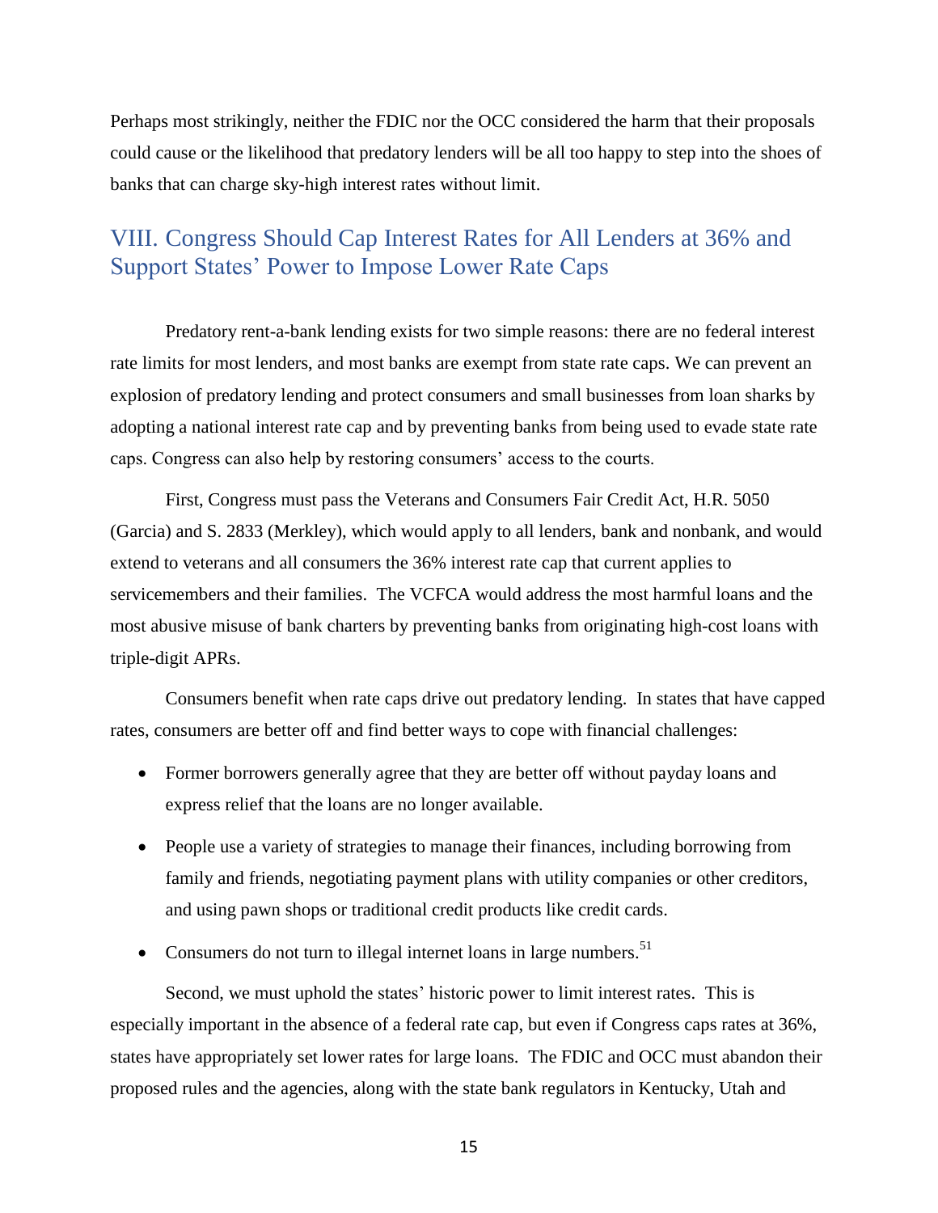Perhaps most strikingly, neither the FDIC nor the OCC considered the harm that their proposals could cause or the likelihood that predatory lenders will be all too happy to step into the shoes of banks that can charge sky-high interest rates without limit.

## VIII. Congress Should Cap Interest Rates for All Lenders at 36% and Support States' Power to Impose Lower Rate Caps

Predatory rent-a-bank lending exists for two simple reasons: there are no federal interest rate limits for most lenders, and most banks are exempt from state rate caps. We can prevent an explosion of predatory lending and protect consumers and small businesses from loan sharks by adopting a national interest rate cap and by preventing banks from being used to evade state rate caps. Congress can also help by restoring consumers' access to the courts.

First, Congress must pass the Veterans and Consumers Fair Credit Act, H.R. 5050 (Garcia) and S. 2833 (Merkley), which would apply to all lenders, bank and nonbank, and would extend to veterans and all consumers the 36% interest rate cap that current applies to servicemembers and their families. The VCFCA would address the most harmful loans and the most abusive misuse of bank charters by preventing banks from originating high-cost loans with triple-digit APRs.

Consumers benefit when rate caps drive out predatory lending. In states that have capped rates, consumers are better off and find better ways to cope with financial challenges:

- Former borrowers generally agree that they are better off without payday loans and express relief that the loans are no longer available.
- People use a variety of strategies to manage their finances, including borrowing from family and friends, negotiating payment plans with utility companies or other creditors, and using pawn shops or traditional credit products like credit cards.
- Consumers do not turn to illegal internet loans in large numbers.[51]

Second, we must uphold the states' historic power to limit interest rates. This is especially important in the absence of a federal rate cap, but even if Congress caps rates at 36%, states have appropriately set lower rates for large loans. The FDIC and OCC must abandon their proposed rules and the agencies, along with the state bank regulators in Kentucky, Utah and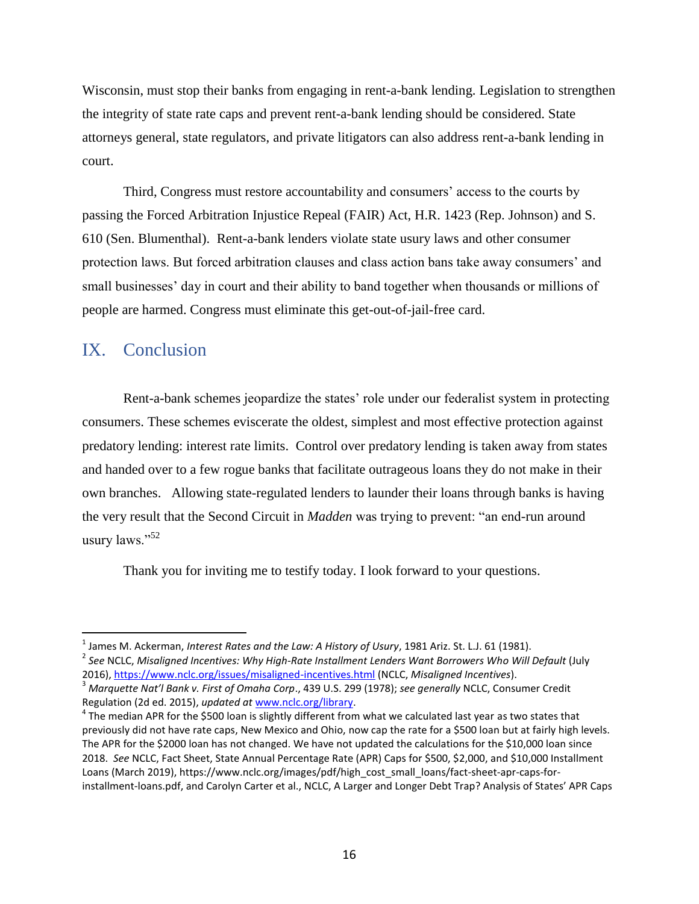Wisconsin, must stop their banks from engaging in rent-a-bank lending. Legislation to strengthen the integrity of state rate caps and prevent rent-a-bank lending should be considered. State attorneys general, state regulators, and private litigators can also address rent-a-bank lending in court.

Third, Congress must restore accountability and consumers' access to the courts by passing the Forced Arbitration Injustice Repeal (FAIR) Act, H.R. 1423 (Rep. Johnson) and S. 610 (Sen. Blumenthal). Rent-a-bank lenders violate state usury laws and other consumer protection laws. But forced arbitration clauses and class action bans take away consumers' and small businesses' day in court and their ability to band together when thousands or millions of people are harmed. Congress must eliminate this get-out-of-jail-free card.

## IX. Conclusion

Rent-a-bank schemes jeopardize the states' role under our federalist system in protecting consumers. These schemes eviscerate the oldest, simplest and most effective protection against predatory lending: interest rate limits. Control over predatory lending is taken away from states and handed over to a few rogue banks that facilitate outrageous loans they do not make in their own branches. Allowing state-regulated lenders to launder their loans through banks is having the very result that the Second Circuit in *Madden* was trying to prevent: "an end-run around usury laws."[52]

Thank you for inviting me to testify today. I look forward to your questions.

---

[1] James M. Ackerman, *Interest Rates and the Law: A History of Usury*, 1981 Ariz. St. L.J. 61 (1981).

[2] *See* NCLC, *Misaligned Incentives: Why High-Rate Installment Lenders Want Borrowers Who Will Default* (July 2016), https://www.nclc.org/issues/misaligned-incentives.html (NCLC, *Misaligned Incentives*).

[3] *Marquette Nat'l Bank v. First of Omaha Corp*., 439 U.S. 299 (1978); *see generally* NCLC, Consumer Credit Regulation (2d ed. 2015), *updated at* www.nclc.org/library.

[4] The median APR for the $500 loan is slightly different from what we calculated last year as two states that previously did not have rate caps, New Mexico and Ohio, now cap the rate for a $500 loan but at fairly high levels. The APR for the $2000 loan has not changed. We have not updated the calculations for the $10,000 loan since 2018. *See* NCLC, Fact Sheet, State Annual Percentage Rate (APR) Caps for $500, $2,000, and $10,000 Installment Loans (March 2019), https://www.nclc.org/images/pdf/high_cost_small_loans/fact-sheet-apr-caps-for-installment-loans.pdf, and Carolyn Carter et al., NCLC, A Larger and Longer Debt Trap? Analysis of States' APR Caps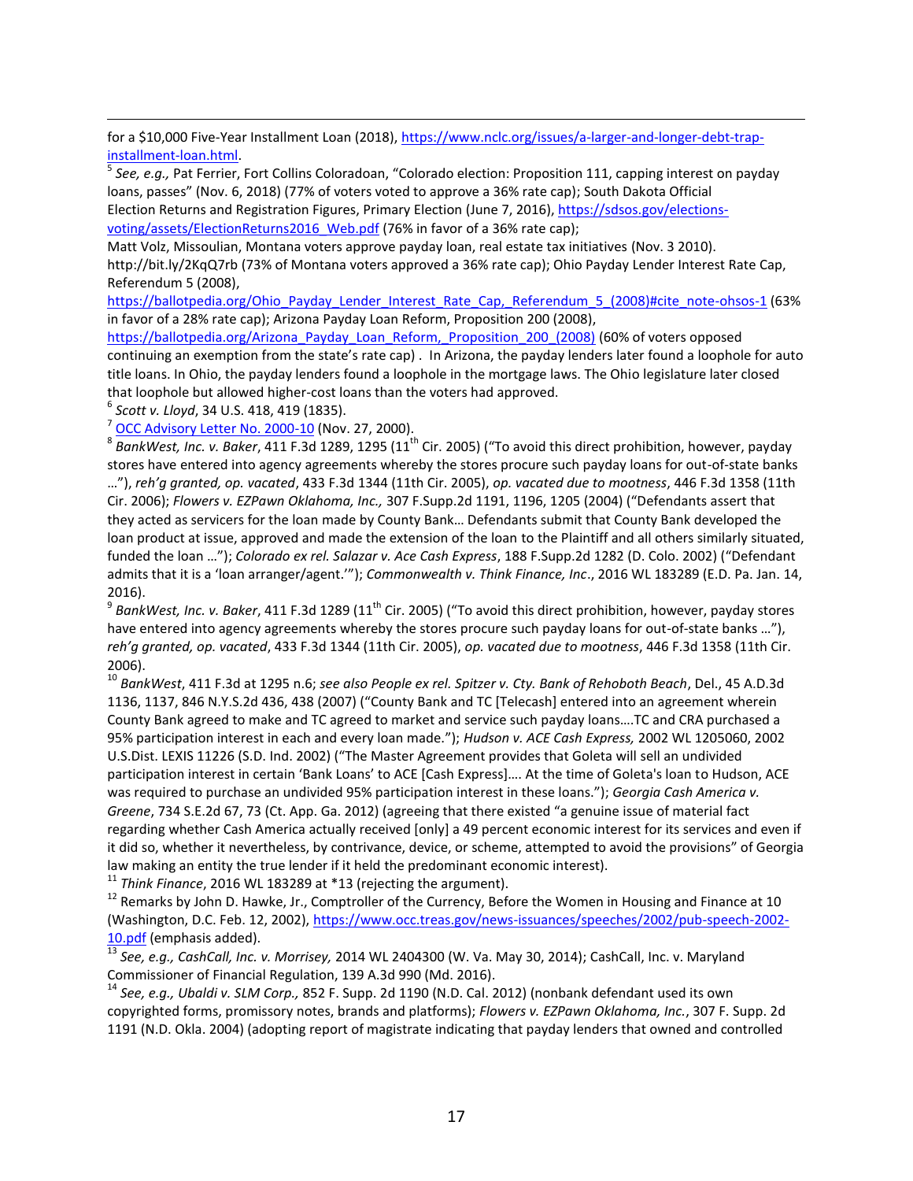for a $10,000 Five-Year Installment Loan (2018), https://www.nclc.org/issues/a-larger-and-longer-debt-trap-installment-loan.html.

[5] *See, e.g.,* Pat Ferrier, Fort Collins Coloradoan, "Colorado election: Proposition 111, capping interest on payday loans, passes" (Nov. 6, 2018) (77% of voters voted to approve a 36% rate cap); South Dakota Official Election Returns and Registration Figures, Primary Election (June 7, 2016), https://sdsos.gov/elections-voting/assets/ElectionReturns2016_Web.pdf (76% in favor of a 36% rate cap); Matt Volz, Missoulian, Montana voters approve payday loan, real estate tax initiatives (Nov. 3 2010). http://bit.ly/2KqQ7rb (73% of Montana voters approved a 36% rate cap); Ohio Payday Lender Interest Rate Cap, Referendum 5 (2008), https://ballotpedia.org/Ohio_Payday_Lender_Interest_Rate_Cap,_Referendum_5_(2008)#cite_note-ohsos-1 (63% in favor of a 28% rate cap); Arizona Payday Loan Reform, Proposition 200 (2008), https://ballotpedia.org/Arizona_Payday_Loan_Reform,_Proposition_200_(2008) (60% of voters opposed continuing an exemption from the state's rate cap) . In Arizona, the payday lenders later found a loophole for auto title loans. In Ohio, the payday lenders found a loophole in the mortgage laws. The Ohio legislature later closed that loophole but allowed higher-cost loans than the voters had approved.

[6] *Scott v. Lloyd*, 34 U.S. 418, 419 (1835).

[7] OCC Advisory Letter No. 2000-10 (Nov. 27, 2000).

[8] *BankWest, Inc. v. Baker*, 411 F.3d 1289, 1295 (11th Cir. 2005) ("To avoid this direct prohibition, however, payday stores have entered into agency agreements whereby the stores procure such payday loans for out-of-state banks …"), *reh'g granted, op. vacated*, 433 F.3d 1344 (11th Cir. 2005), *op. vacated due to mootness*, 446 F.3d 1358 (11th Cir. 2006); *Flowers v. EZPawn Oklahoma, Inc.,* 307 F.Supp.2d 1191, 1196, 1205 (2004) ("Defendants assert that they acted as servicers for the loan made by County Bank… Defendants submit that County Bank developed the loan product at issue, approved and made the extension of the loan to the Plaintiff and all others similarly situated, funded the loan …"); *Colorado ex rel. Salazar v. Ace Cash Express*, 188 F.Supp.2d 1282 (D. Colo. 2002) ("Defendant admits that it is a 'loan arranger/agent.'"); *Commonwealth v. Think Finance, Inc*., 2016 WL 183289 (E.D. Pa. Jan. 14, 2016).

[9] *BankWest, Inc. v. Baker*, 411 F.3d 1289 (11th Cir. 2005) ("To avoid this direct prohibition, however, payday stores have entered into agency agreements whereby the stores procure such payday loans for out-of-state banks …"), *reh'g granted, op. vacated*, 433 F.3d 1344 (11th Cir. 2005), *op. vacated due to mootness*, 446 F.3d 1358 (11th Cir. 2006).

[10] *BankWest*, 411 F.3d at 1295 n.6; *see also People ex rel. Spitzer v. Cty. Bank of Rehoboth Beach*, Del., 45 A.D.3d 1136, 1137, 846 N.Y.S.2d 436, 438 (2007) ("County Bank and TC [Telecash] entered into an agreement wherein County Bank agreed to make and TC agreed to market and service such payday loans….TC and CRA purchased a 95% participation interest in each and every loan made."); *Hudson v. ACE Cash Express,* 2002 WL 1205060, 2002 U.S.Dist. LEXIS 11226 (S.D. Ind. 2002) ("The Master Agreement provides that Goleta will sell an undivided participation interest in certain 'Bank Loans' to ACE [Cash Express]…. At the time of Goleta's loan to Hudson, ACE was required to purchase an undivided 95% participation interest in these loans."); *Georgia Cash America v. Greene*, 734 S.E.2d 67, 73 (Ct. App. Ga. 2012) (agreeing that there existed "a genuine issue of material fact regarding whether Cash America actually received [only] a 49 percent economic interest for its services and even if it did so, whether it nevertheless, by contrivance, device, or scheme, attempted to avoid the provisions" of Georgia law making an entity the true lender if it held the predominant economic interest).

[11] *Think Finance*, 2016 WL 183289 at *13 (rejecting the argument).

[12] Remarks by John D. Hawke, Jr., Comptroller of the Currency, Before the Women in Housing and Finance at 10 (Washington, D.C. Feb. 12, 2002), https://www.occ.treas.gov/news-issuances/speeches/2002/pub-speech-2002-10.pdf (emphasis added).

[13] *See, e.g., CashCall, Inc. v. Morrisey,* 2014 WL 2404300 (W. Va. May 30, 2014); CashCall, Inc. v. Maryland Commissioner of Financial Regulation, 139 A.3d 990 (Md. 2016).

[14] *See, e.g., Ubaldi v. SLM Corp.,* 852 F. Supp. 2d 1190 (N.D. Cal. 2012) (nonbank defendant used its own copyrighted forms, promissory notes, brands and platforms); *Flowers v. EZPawn Oklahoma, Inc.*, 307 F. Supp. 2d 1191 (N.D. Okla. 2004) (adopting report of magistrate indicating that payday lenders that owned and controlled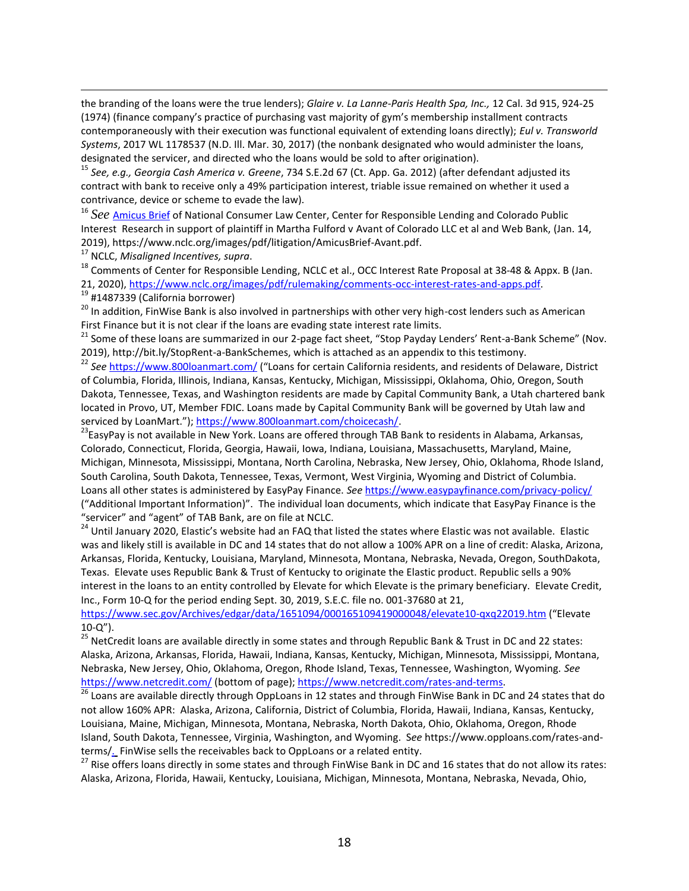the branding of the loans were the true lenders); *Glaire v. La Lanne-Paris Health Spa, Inc.,* 12 Cal. 3d 915, 924-25 (1974) (finance company's practice of purchasing vast majority of gym's membership installment contracts contemporaneously with their execution was functional equivalent of extending loans directly); *Eul v. Transworld Systems*, 2017 WL 1178537 (N.D. Ill. Mar. 30, 2017) (the nonbank designated who would administer the loans, designated the servicer, and directed who the loans would be sold to after origination).

[15] *See, e.g., Georgia Cash America v. Greene*, 734 S.E.2d 67 (Ct. App. Ga. 2012) (after defendant adjusted its contract with bank to receive only a 49% participation interest, triable issue remained on whether it used a contrivance, device or scheme to evade the law).

[16] *See* Amicus Brief of National Consumer Law Center, Center for Responsible Lending and Colorado Public Interest Research in support of plaintiff in Martha Fulford v Avant of Colorado LLC et al and Web Bank, (Jan. 14, 2019), https://www.nclc.org/images/pdf/litigation/AmicusBrief-Avant.pdf.

[17] NCLC, *Misaligned Incentives, supra*.

[18] Comments of Center for Responsible Lending, NCLC et al., OCC Interest Rate Proposal at 38-48 & Appx. B (Jan. 21, 2020), https://www.nclc.org/images/pdf/rulemaking/comments-occ-interest-rates-and-apps.pdf.

[19] #1487339 (California borrower)

[20] In addition, FinWise Bank is also involved in partnerships with other very high-cost lenders such as American First Finance but it is not clear if the loans are evading state interest rate limits.

[21] Some of these loans are summarized in our 2-page fact sheet, "Stop Payday Lenders' Rent-a-Bank Scheme" (Nov. 2019), http://bit.ly/StopRent-a-BankSchemes, which is attached as an appendix to this testimony.

[22] *See* https://www.800loanmart.com/ ("Loans for certain California residents, and residents of Delaware, District of Columbia, Florida, Illinois, Indiana, Kansas, Kentucky, Michigan, Mississippi, Oklahoma, Ohio, Oregon, South Dakota, Tennessee, Texas, and Washington residents are made by Capital Community Bank, a Utah chartered bank located in Provo, UT, Member FDIC. Loans made by Capital Community Bank will be governed by Utah law and serviced by LoanMart."); https://www.800loanmart.com/choicecash/.

[23] EasyPay is not available in New York. Loans are offered through TAB Bank to residents in Alabama, Arkansas, Colorado, Connecticut, Florida, Georgia, Hawaii, Iowa, Indiana, Louisiana, Massachusetts, Maryland, Maine, Michigan, Minnesota, Mississippi, Montana, North Carolina, Nebraska, New Jersey, Ohio, Oklahoma, Rhode Island, South Carolina, South Dakota, Tennessee, Texas, Vermont, West Virginia, Wyoming and District of Columbia. Loans all other states is administered by EasyPay Finance. *See* https://www.easypayfinance.com/privacy-policy/ ("Additional Important Information)". The individual loan documents, which indicate that EasyPay Finance is the "servicer" and "agent" of TAB Bank, are on file at NCLC.

[24] Until January 2020, Elastic's website had an FAQ that listed the states where Elastic was not available. Elastic was and likely still is available in DC and 14 states that do not allow a 100% APR on a line of credit: Alaska, Arizona, Arkansas, Florida, Kentucky, Louisiana, Maryland, Minnesota, Montana, Nebraska, Nevada, Oregon, SouthDakota, Texas. Elevate uses Republic Bank & Trust of Kentucky to originate the Elastic product. Republic sells a 90% interest in the loans to an entity controlled by Elevate for which Elevate is the primary beneficiary. Elevate Credit, Inc., Form 10-Q for the period ending Sept. 30, 2019, S.E.C. file no. 001-37680 at 21, https://www.sec.gov/Archives/edgar/data/1651094/000165109419000048/elevate10-qxq22019.htm ("Elevate 10-Q").

[25] NetCredit loans are available directly in some states and through Republic Bank & Trust in DC and 22 states: Alaska, Arizona, Arkansas, Florida, Hawaii, Indiana, Kansas, Kentucky, Michigan, Minnesota, Mississippi, Montana, Nebraska, New Jersey, Ohio, Oklahoma, Oregon, Rhode Island, Texas, Tennessee, Washington, Wyoming. *See* https://www.netcredit.com/ (bottom of page); https://www.netcredit.com/rates-and-terms.

[26] Loans are available directly through OppLoans in 12 states and through FinWise Bank in DC and 24 states that do not allow 160% APR: Alaska, Arizona, California, District of Columbia, Florida, Hawaii, Indiana, Kansas, Kentucky, Louisiana, Maine, Michigan, Minnesota, Montana, Nebraska, North Dakota, Ohio, Oklahoma, Oregon, Rhode Island, South Dakota, Tennessee, Virginia, Washington, and Wyoming. *See* https://www.opploans.com/rates-and-terms/. FinWise sells the receivables back to OppLoans or a related entity.

[27] Rise offers loans directly in some states and through FinWise Bank in DC and 16 states that do not allow its rates: Alaska, Arizona, Florida, Hawaii, Kentucky, Louisiana, Michigan, Minnesota, Montana, Nebraska, Nevada, Ohio,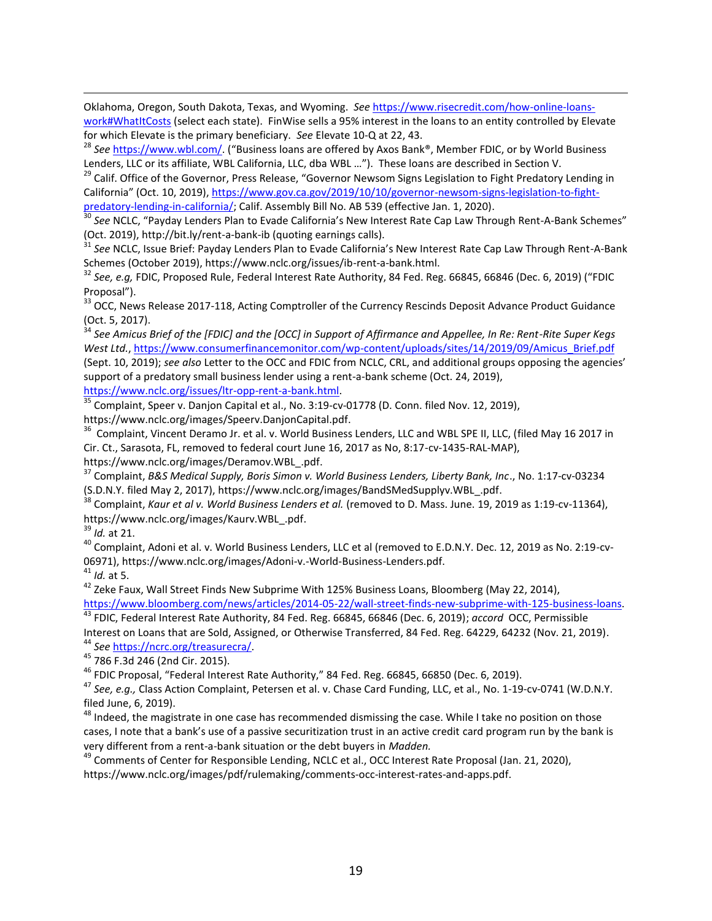Oklahoma, Oregon, South Dakota, Texas, and Wyoming. *See* https://www.risecredit.com/how-online-loans-work#WhatItCosts (select each state). FinWise sells a 95% interest in the loans to an entity controlled by Elevate for which Elevate is the primary beneficiary. *See* Elevate 10-Q at 22, 43.

[28] *See* https://www.wbl.com/. ("Business loans are offered by Axos Bank®, Member FDIC, or by World Business Lenders, LLC or its affiliate, WBL California, LLC, dba WBL …"). These loans are described in Section V.

[29] Calif. Office of the Governor, Press Release, "Governor Newsom Signs Legislation to Fight Predatory Lending in California" (Oct. 10, 2019), https://www.gov.ca.gov/2019/10/10/governor-newsom-signs-legislation-to-fight-predatory-lending-in-california/; Calif. Assembly Bill No. AB 539 (effective Jan. 1, 2020).

[30] *See* NCLC, "Payday Lenders Plan to Evade California's New Interest Rate Cap Law Through Rent-A-Bank Schemes" (Oct. 2019), http://bit.ly/rent-a-bank-ib (quoting earnings calls).

[31] *See* NCLC, Issue Brief: Payday Lenders Plan to Evade California's New Interest Rate Cap Law Through Rent-A-Bank Schemes (October 2019), https://www.nclc.org/issues/ib-rent-a-bank.html.

[32] *See, e.g,* FDIC, Proposed Rule, Federal Interest Rate Authority, 84 Fed. Reg. 66845, 66846 (Dec. 6, 2019) ("FDIC Proposal").

[33] OCC, News Release 2017-118, Acting Comptroller of the Currency Rescinds Deposit Advance Product Guidance (Oct. 5, 2017).

[34] *See Amicus Brief of the [FDIC] and the [OCC] in Support of Affirmance and Appellee, In Re: Rent-Rite Super Kegs West Ltd.*, https://www.consumerfinancemonitor.com/wp-content/uploads/sites/14/2019/09/Amicus_Brief.pdf (Sept. 10, 2019); *see also* Letter to the OCC and FDIC from NCLC, CRL, and additional groups opposing the agencies' support of a predatory small business lender using a rent-a-bank scheme (Oct. 24, 2019), https://www.nclc.org/issues/ltr-opp-rent-a-bank.html.

[35] Complaint, Speer v. Danjon Capital et al., No. 3:19-cv-01778 (D. Conn. filed Nov. 12, 2019), https://www.nclc.org/images/Speerv.DanjonCapital.pdf.

[36] Complaint, Vincent Deramo Jr. et al. v. World Business Lenders, LLC and WBL SPE II, LLC, (filed May 16 2017 in Cir. Ct., Sarasota, FL, removed to federal court June 16, 2017 as No, 8:17-cv-1435-RAL-MAP), https://www.nclc.org/images/Deramov.WBL_.pdf.

[37] Complaint, *B&S Medical Supply, Boris Simon v. World Business Lenders, Liberty Bank, Inc*., No. 1:17-cv-03234 (S.D.N.Y. filed May 2, 2017), https://www.nclc.org/images/BandSMedSupplyv.WBL_.pdf.

[38] Complaint, *Kaur et al v. World Business Lenders et al.* (removed to D. Mass. June. 19, 2019 as 1:19-cv-11364), https://www.nclc.org/images/Kaurv.WBL_.pdf.

[39] *Id.* at 21.

[40] Complaint, Adoni et al. v. World Business Lenders, LLC et al (removed to E.D.N.Y. Dec. 12, 2019 as No. 2:19-cv-06971), https://www.nclc.org/images/Adoni-v.-World-Business-Lenders.pdf.

[41] *Id.* at 5.

[42] Zeke Faux, Wall Street Finds New Subprime With 125% Business Loans, Bloomberg (May 22, 2014), https://www.bloomberg.com/news/articles/2014-05-22/wall-street-finds-new-subprime-with-125-business-loans.

[43] FDIC, Federal Interest Rate Authority, 84 Fed. Reg. 66845, 66846 (Dec. 6, 2019); *accord* OCC, Permissible Interest on Loans that are Sold, Assigned, or Otherwise Transferred, 84 Fed. Reg. 64229, 64232 (Nov. 21, 2019).

[44] *See* https://ncrc.org/treasurecra/.

[45] 786 F.3d 246 (2nd Cir. 2015).

[46] FDIC Proposal, "Federal Interest Rate Authority," 84 Fed. Reg. 66845, 66850 (Dec. 6, 2019).

[47] *See, e.g.,* Class Action Complaint, Petersen et al. v. Chase Card Funding, LLC, et al., No. 1-19-cv-0741 (W.D.N.Y. filed June, 6, 2019).

[48] Indeed, the magistrate in one case has recommended dismissing the case. While I take no position on those cases, I note that a bank's use of a passive securitization trust in an active credit card program run by the bank is very different from a rent-a-bank situation or the debt buyers in *Madden.*

[49] Comments of Center for Responsible Lending, NCLC et al., OCC Interest Rate Proposal (Jan. 21, 2020), https://www.nclc.org/images/pdf/rulemaking/comments-occ-interest-rates-and-apps.pdf.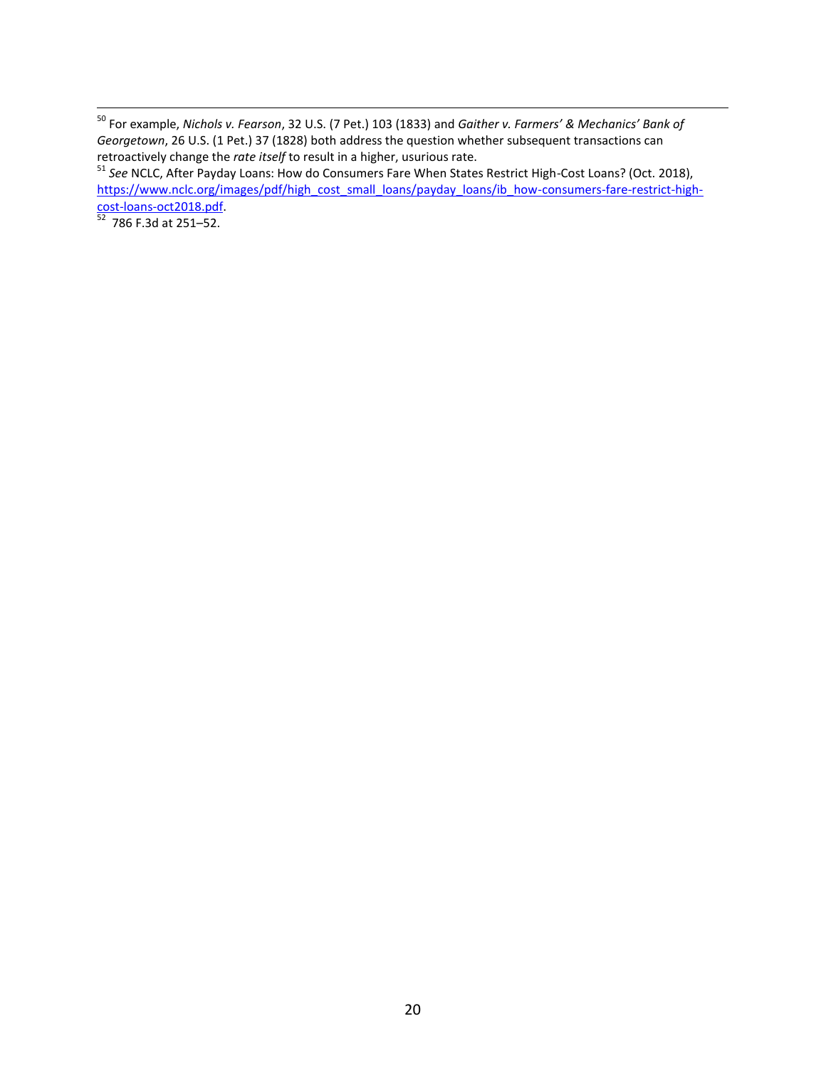[50] For example, *Nichols v. Fearson*, 32 U.S. (7 Pet.) 103 (1833) and *Gaither v. Farmers' & Mechanics' Bank of Georgetown*, 26 U.S. (1 Pet.) 37 (1828) both address the question whether subsequent transactions can retroactively change the *rate itself* to result in a higher, usurious rate.

[51] *See* NCLC, After Payday Loans: How do Consumers Fare When States Restrict High-Cost Loans? (Oct. 2018), https://www.nclc.org/images/pdf/high_cost_small_loans/payday_loans/ib_how-consumers-fare-restrict-high-cost-loans-oct2018.pdf.

[52] 786 F.3d at 251–52.